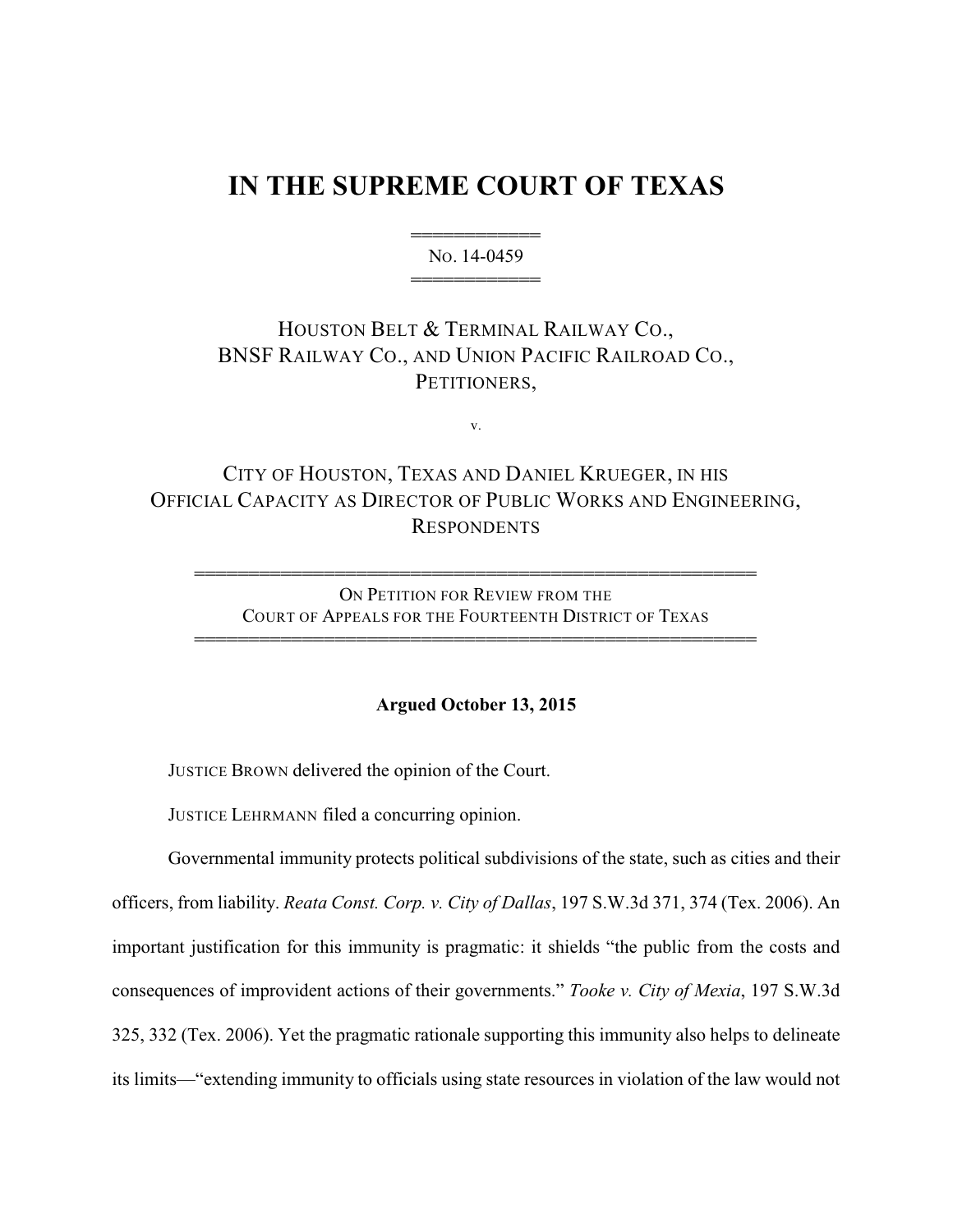# IN THE SUPREME COURT OF TEXAS

═══════════
NO. 14-0459
═══════════

HOUSTON BELT & TERMINAL RAILWAY CO., BNSF RAILWAY CO., AND UNION PACIFIC RAILROAD CO., PETITIONERS,

v.

CITY OF HOUSTON, TEXAS AND DANIEL KRUEGER, IN HIS OFFICIAL CAPACITY AS DIRECTOR OF PUBLIC WORKS AND ENGINEERING, RESPONDENTS

═══════════════════════════════════════════
ON PETITION FOR REVIEW FROM THE COURT OF APPEALS FOR THE FOURTEENTH DISTRICT OF TEXAS
═══════════════════════════════════════════

**Argued October 13, 2015**

JUSTICE BROWN delivered the opinion of the Court.

JUSTICE LEHRMANN filed a concurring opinion.

Governmental immunity protects political subdivisions of the state, such as cities and their officers, from liability. *Reata Const. Corp. v. City of Dallas*, 197 S.W.3d 371, 374 (Tex. 2006). An important justification for this immunity is pragmatic: it shields "the public from the costs and consequences of improvident actions of their governments." *Tooke v. City of Mexia*, 197 S.W.3d 325, 332 (Tex. 2006). Yet the pragmatic rationale supporting this immunity also helps to delineate its limits—"extending immunity to officials using state resources in violation of the law would not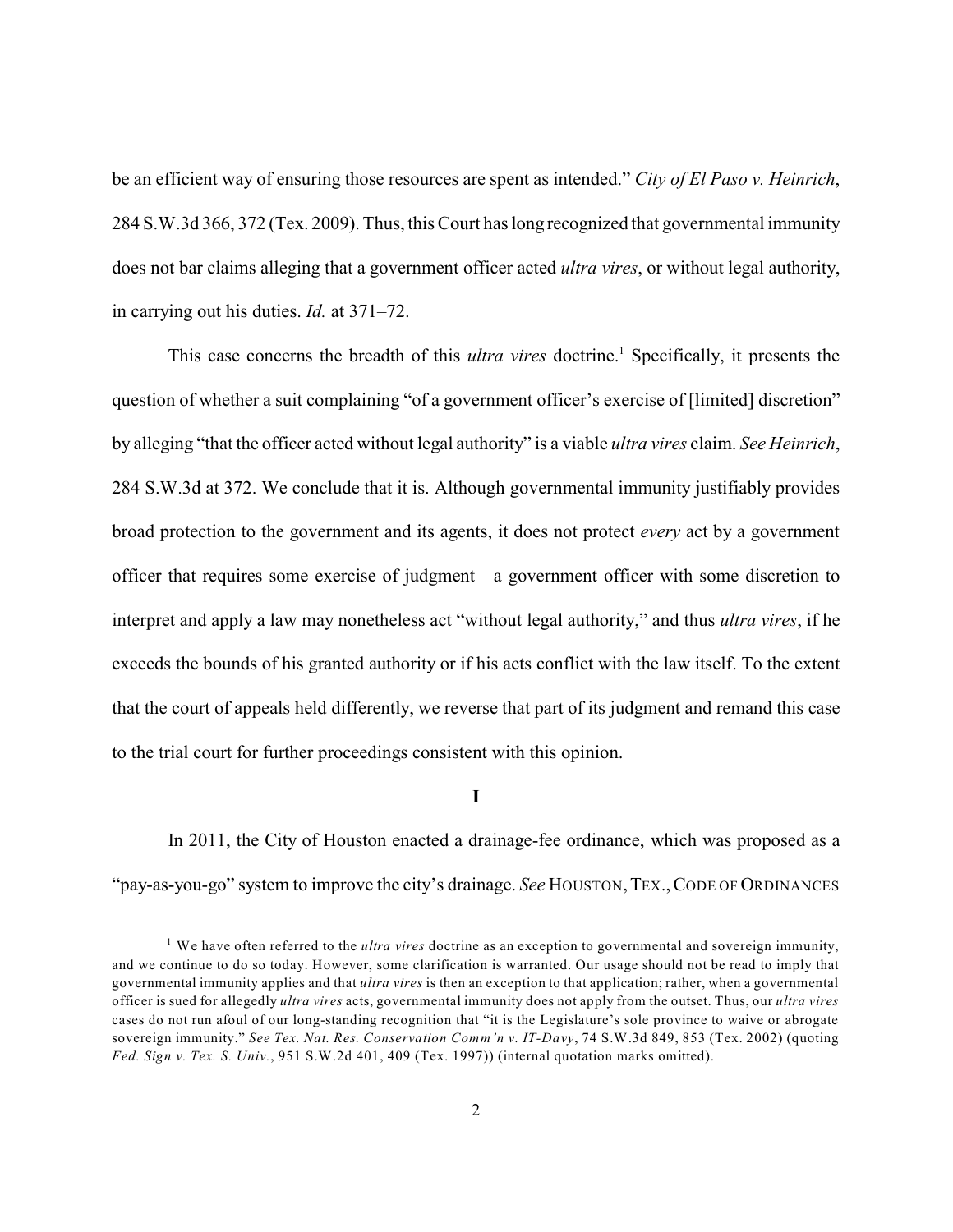be an efficient way of ensuring those resources are spent as intended." *City of El Paso v. Heinrich*, 284 S.W.3d 366, 372 (Tex. 2009). Thus, this Court has long recognized that governmental immunity does not bar claims alleging that a government officer acted *ultra vires*, or without legal authority, in carrying out his duties. *Id.* at 371–72.

This case concerns the breadth of this *ultra vires* doctrine.[1] Specifically, it presents the question of whether a suit complaining "of a government officer's exercise of [limited] discretion" by alleging "that the officer acted without legal authority" is a viable *ultra vires* claim. *See Heinrich*, 284 S.W.3d at 372. We conclude that it is. Although governmental immunity justifiably provides broad protection to the government and its agents, it does not protect *every* act by a government officer that requires some exercise of judgment—a government officer with some discretion to interpret and apply a law may nonetheless act "without legal authority," and thus *ultra vires*, if he exceeds the bounds of his granted authority or if his acts conflict with the law itself. To the extent that the court of appeals held differently, we reverse that part of its judgment and remand this case to the trial court for further proceedings consistent with this opinion.

## I

In 2011, the City of Houston enacted a drainage-fee ordinance, which was proposed as a "pay-as-you-go" system to improve the city's drainage. *See* HOUSTON, TEX., CODE OF ORDINANCES

---

[1] We have often referred to the *ultra vires* doctrine as an exception to governmental and sovereign immunity, and we continue to do so today. However, some clarification is warranted. Our usage should not be read to imply that governmental immunity applies and that *ultra vires* is then an exception to that application; rather, when a governmental officer is sued for allegedly *ultra vires* acts, governmental immunity does not apply from the outset. Thus, our *ultra vires* cases do not run afoul of our long-standing recognition that "it is the Legislature's sole province to waive or abrogate sovereign immunity." *See Tex. Nat. Res. Conservation Comm'n v. IT-Davy*, 74 S.W.3d 849, 853 (Tex. 2002) (quoting *Fed. Sign v. Tex. S. Univ.*, 951 S.W.2d 401, 409 (Tex. 1997)) (internal quotation marks omitted).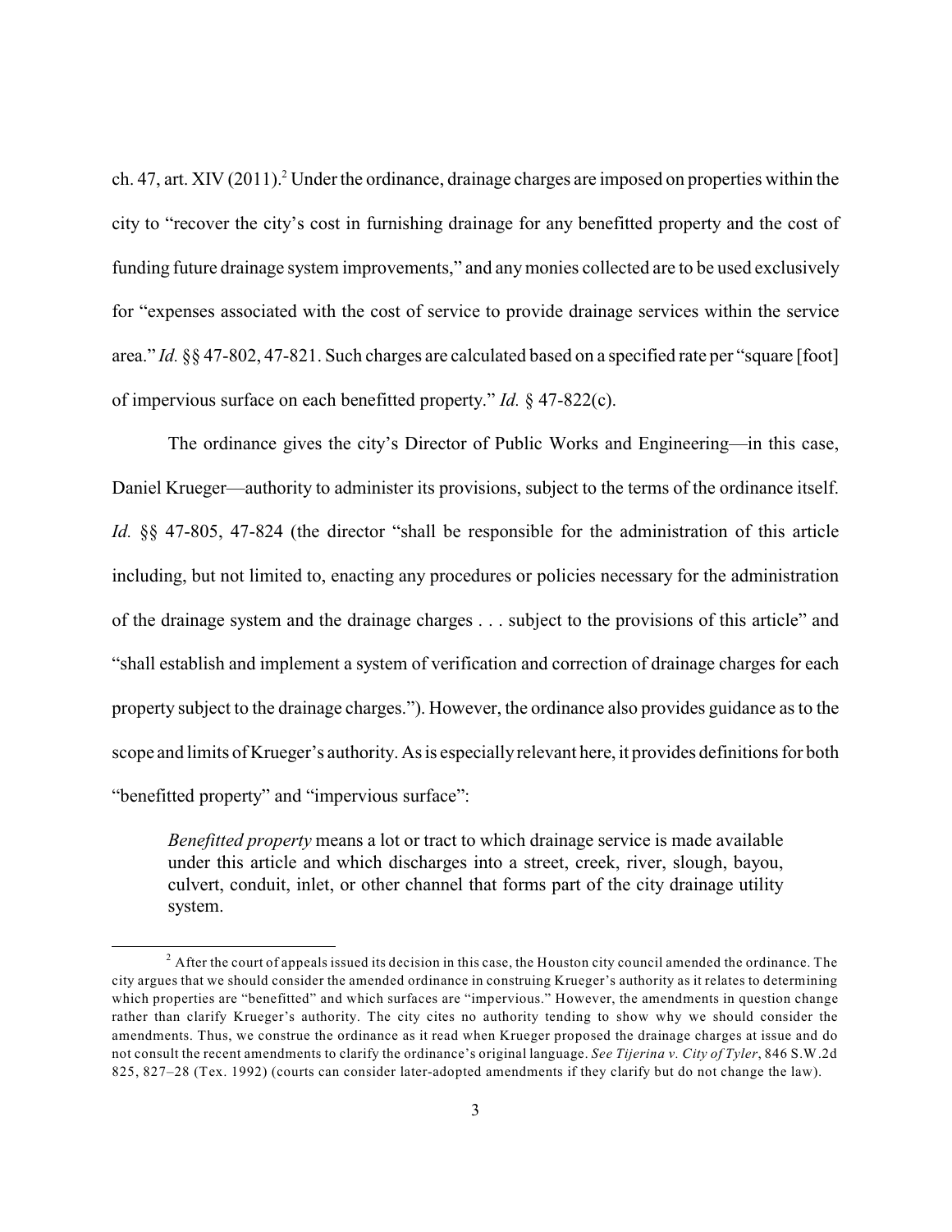ch. 47, art. XIV (2011).[2] Under the ordinance, drainage charges are imposed on properties within the city to "recover the city's cost in furnishing drainage for any benefitted property and the cost of funding future drainage system improvements," and any monies collected are to be used exclusively for "expenses associated with the cost of service to provide drainage services within the service area." *Id.* §§ 47-802, 47-821. Such charges are calculated based on a specified rate per "square [foot] of impervious surface on each benefitted property." *Id.* § 47-822(c).

The ordinance gives the city's Director of Public Works and Engineering—in this case, Daniel Krueger—authority to administer its provisions, subject to the terms of the ordinance itself. *Id.* §§ 47-805, 47-824 (the director "shall be responsible for the administration of this article including, but not limited to, enacting any procedures or policies necessary for the administration of the drainage system and the drainage charges . . . subject to the provisions of this article" and "shall establish and implement a system of verification and correction of drainage charges for each property subject to the drainage charges."). However, the ordinance also provides guidance as to the scope and limits of Krueger's authority. As is especially relevant here, it provides definitions for both "benefitted property" and "impervious surface":

> *Benefitted property* means a lot or tract to which drainage service is made available under this article and which discharges into a street, creek, river, slough, bayou, culvert, conduit, inlet, or other channel that forms part of the city drainage utility system.

---

[2] After the court of appeals issued its decision in this case, the Houston city council amended the ordinance. The city argues that we should consider the amended ordinance in construing Krueger's authority as it relates to determining which properties are "benefitted" and which surfaces are "impervious." However, the amendments in question change rather than clarify Krueger's authority. The city cites no authority tending to show why we should consider the amendments. Thus, we construe the ordinance as it read when Krueger proposed the drainage charges at issue and do not consult the recent amendments to clarify the ordinance's original language. *See Tijerina v. City of Tyler*, 846 S.W.2d 825, 827–28 (Tex. 1992) (courts can consider later-adopted amendments if they clarify but do not change the law).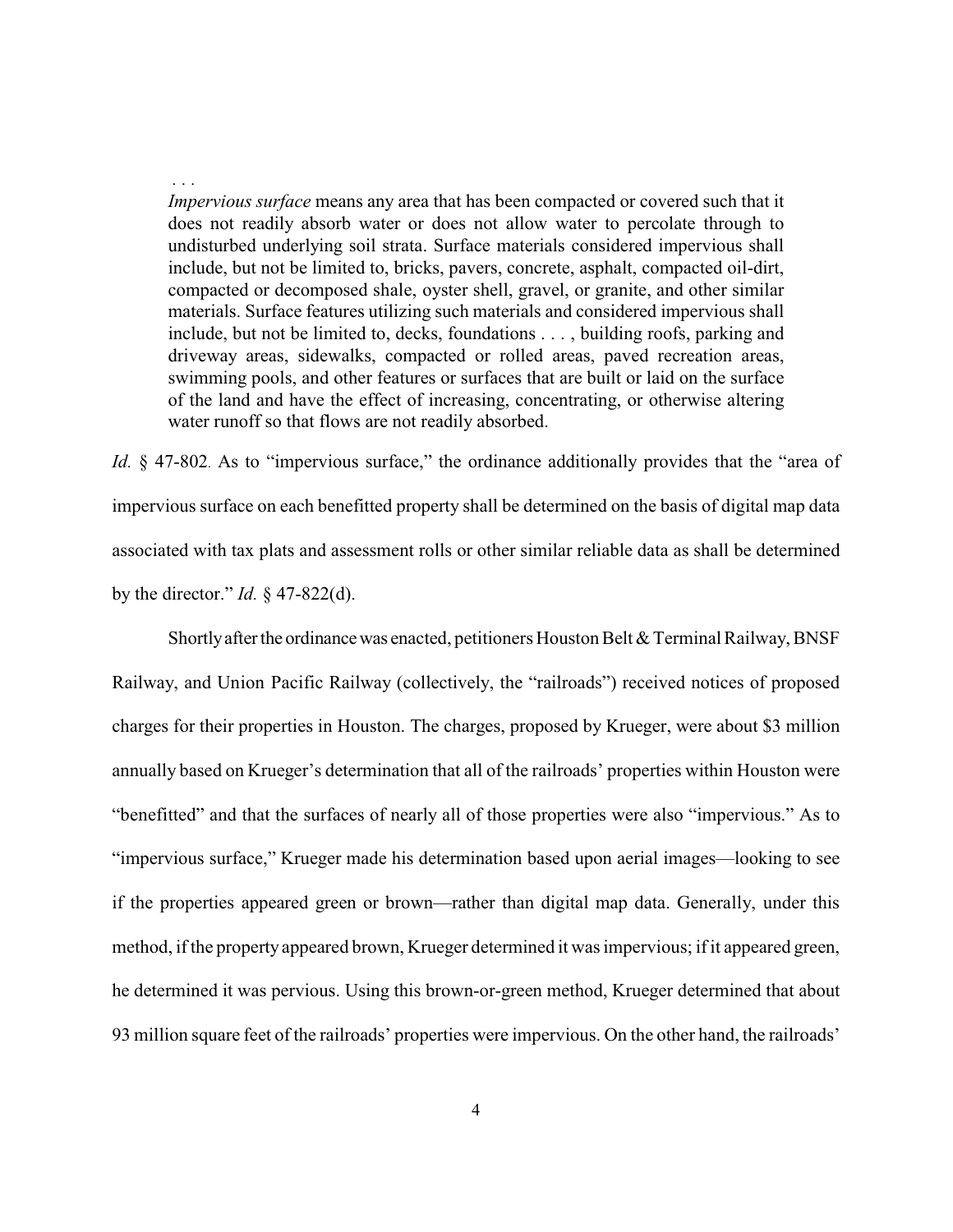> . . .
>
> *Impervious surface* means any area that has been compacted or covered such that it does not readily absorb water or does not allow water to percolate through to undisturbed underlying soil strata. Surface materials considered impervious shall include, but not be limited to, bricks, pavers, concrete, asphalt, compacted oil-dirt, compacted or decomposed shale, oyster shell, gravel, or granite, and other similar materials. Surface features utilizing such materials and considered impervious shall include, but not be limited to, decks, foundations . . . , building roofs, parking and driveway areas, sidewalks, compacted or rolled areas, paved recreation areas, swimming pools, and other features or surfaces that are built or laid on the surface of the land and have the effect of increasing, concentrating, or otherwise altering water runoff so that flows are not readily absorbed.

*Id.* § 47-802. As to "impervious surface," the ordinance additionally provides that the "area of impervious surface on each benefitted property shall be determined on the basis of digital map data associated with tax plats and assessment rolls or other similar reliable data as shall be determined by the director." *Id.* § 47-822(d).

Shortly after the ordinance was enacted, petitioners Houston Belt & Terminal Railway, BNSF Railway, and Union Pacific Railway (collectively, the "railroads") received notices of proposed charges for their properties in Houston. The charges, proposed by Krueger, were about $3 million annually based on Krueger's determination that all of the railroads' properties within Houston were "benefitted" and that the surfaces of nearly all of those properties were also "impervious." As to "impervious surface," Krueger made his determination based upon aerial images—looking to see if the properties appeared green or brown—rather than digital map data. Generally, under this method, if the property appeared brown, Krueger determined it was impervious; if it appeared green, he determined it was pervious. Using this brown-or-green method, Krueger determined that about 93 million square feet of the railroads' properties were impervious. On the other hand, the railroads'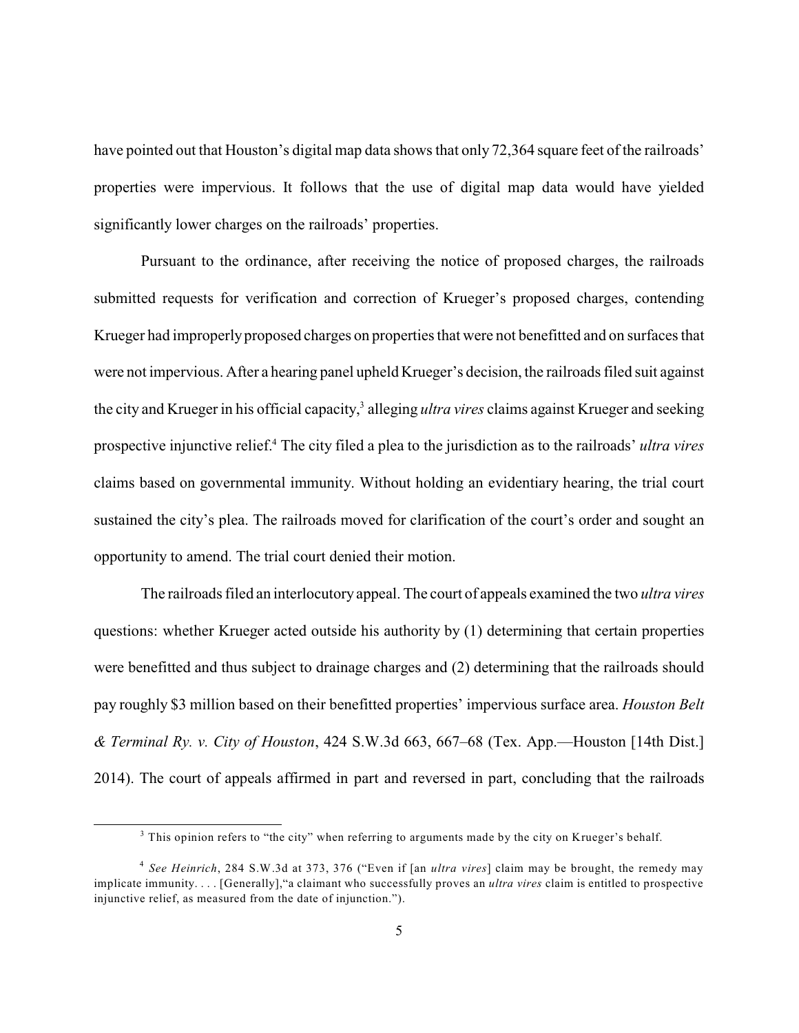have pointed out that Houston's digital map data shows that only 72,364 square feet of the railroads' properties were impervious. It follows that the use of digital map data would have yielded significantly lower charges on the railroads' properties.

Pursuant to the ordinance, after receiving the notice of proposed charges, the railroads submitted requests for verification and correction of Krueger's proposed charges, contending Krueger had improperly proposed charges on properties that were not benefitted and on surfaces that were not impervious. After a hearing panel upheld Krueger's decision, the railroads filed suit against the city and Krueger in his official capacity,[3] alleging *ultra vires* claims against Krueger and seeking prospective injunctive relief.[4] The city filed a plea to the jurisdiction as to the railroads' *ultra vires* claims based on governmental immunity. Without holding an evidentiary hearing, the trial court sustained the city's plea. The railroads moved for clarification of the court's order and sought an opportunity to amend. The trial court denied their motion.

The railroads filed an interlocutory appeal. The court of appeals examined the two *ultra vires* questions: whether Krueger acted outside his authority by (1) determining that certain properties were benefitted and thus subject to drainage charges and (2) determining that the railroads should pay roughly $3 million based on their benefitted properties' impervious surface area. *Houston Belt & Terminal Ry. v. City of Houston*, 424 S.W.3d 663, 667–68 (Tex. App.—Houston [14th Dist.] 2014). The court of appeals affirmed in part and reversed in part, concluding that the railroads

[3] This opinion refers to "the city" when referring to arguments made by the city on Krueger's behalf.

[4] *See Heinrich*, 284 S.W.3d at 373, 376 ("Even if [an *ultra vires*] claim may be brought, the remedy may implicate immunity. . . . [Generally],"a claimant who successfully proves an *ultra vires* claim is entitled to prospective injunctive relief, as measured from the date of injunction.").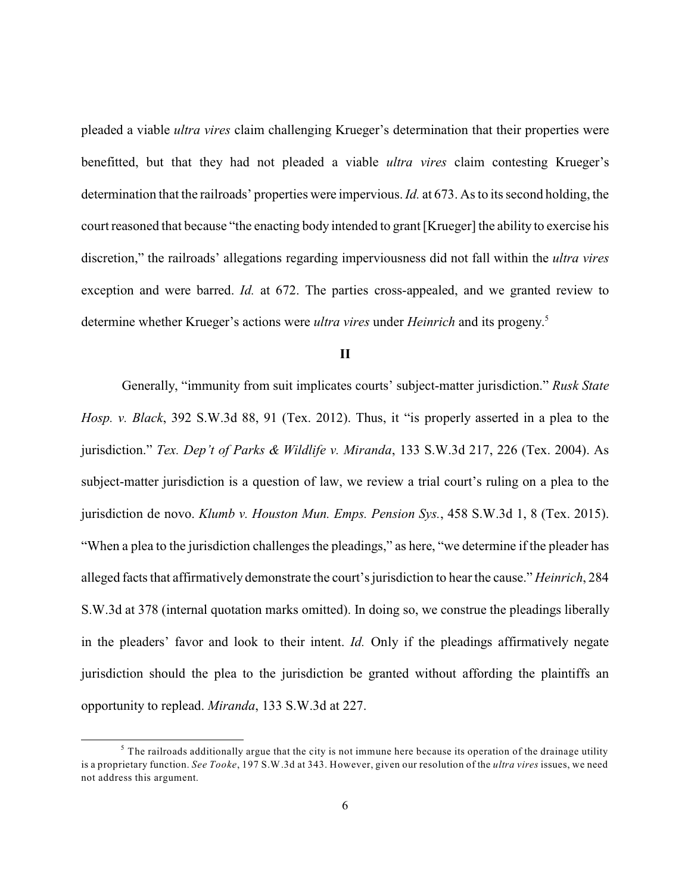pleaded a viable *ultra vires* claim challenging Krueger's determination that their properties were benefitted, but that they had not pleaded a viable *ultra vires* claim contesting Krueger's determination that the railroads' properties were impervious. *Id.* at 673. As to its second holding, the court reasoned that because "the enacting body intended to grant [Krueger] the ability to exercise his discretion," the railroads' allegations regarding imperviousness did not fall within the *ultra vires* exception and were barred. *Id.* at 672. The parties cross-appealed, and we granted review to determine whether Krueger's actions were *ultra vires* under *Heinrich* and its progeny.[5]

## II

Generally, "immunity from suit implicates courts' subject-matter jurisdiction." *Rusk State Hosp. v. Black*, 392 S.W.3d 88, 91 (Tex. 2012). Thus, it "is properly asserted in a plea to the jurisdiction." *Tex. Dep't of Parks & Wildlife v. Miranda*, 133 S.W.3d 217, 226 (Tex. 2004). As subject-matter jurisdiction is a question of law, we review a trial court's ruling on a plea to the jurisdiction de novo. *Klumb v. Houston Mun. Emps. Pension Sys.*, 458 S.W.3d 1, 8 (Tex. 2015). "When a plea to the jurisdiction challenges the pleadings," as here, "we determine if the pleader has alleged facts that affirmatively demonstrate the court's jurisdiction to hear the cause." *Heinrich*, 284 S.W.3d at 378 (internal quotation marks omitted). In doing so, we construe the pleadings liberally in the pleaders' favor and look to their intent. *Id.* Only if the pleadings affirmatively negate jurisdiction should the plea to the jurisdiction be granted without affording the plaintiffs an opportunity to replead. *Miranda*, 133 S.W.3d at 227.

---

[5] The railroads additionally argue that the city is not immune here because its operation of the drainage utility is a proprietary function. *See Tooke*, 197 S.W.3d at 343. However, given our resolution of the *ultra vires* issues, we need not address this argument.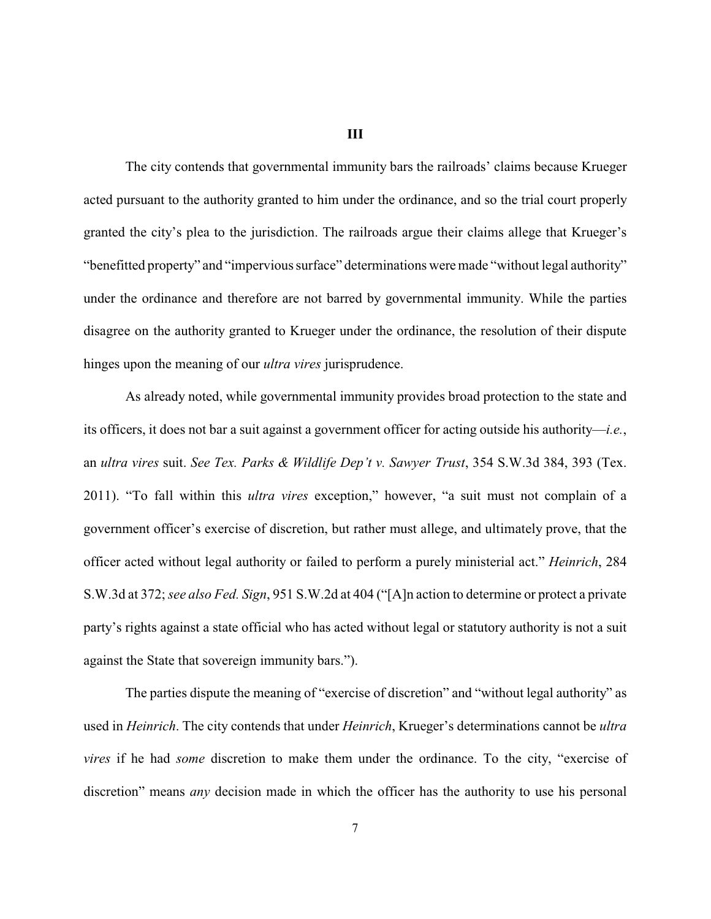## III

The city contends that governmental immunity bars the railroads' claims because Krueger acted pursuant to the authority granted to him under the ordinance, and so the trial court properly granted the city's plea to the jurisdiction. The railroads argue their claims allege that Krueger's "benefitted property" and "impervious surface" determinations were made "without legal authority" under the ordinance and therefore are not barred by governmental immunity. While the parties disagree on the authority granted to Krueger under the ordinance, the resolution of their dispute hinges upon the meaning of our *ultra vires* jurisprudence.

As already noted, while governmental immunity provides broad protection to the state and its officers, it does not bar a suit against a government officer for acting outside his authority—*i.e.*, an *ultra vires* suit. *See Tex. Parks & Wildlife Dep't v. Sawyer Trust*, 354 S.W.3d 384, 393 (Tex. 2011). "To fall within this *ultra vires* exception," however, "a suit must not complain of a government officer's exercise of discretion, but rather must allege, and ultimately prove, that the officer acted without legal authority or failed to perform a purely ministerial act." *Heinrich*, 284 S.W.3d at 372; *see also Fed. Sign*, 951 S.W.2d at 404 ("[A]n action to determine or protect a private party's rights against a state official who has acted without legal or statutory authority is not a suit against the State that sovereign immunity bars.").

The parties dispute the meaning of "exercise of discretion" and "without legal authority" as used in *Heinrich*. The city contends that under *Heinrich*, Krueger's determinations cannot be *ultra vires* if he had *some* discretion to make them under the ordinance. To the city, "exercise of discretion" means *any* decision made in which the officer has the authority to use his personal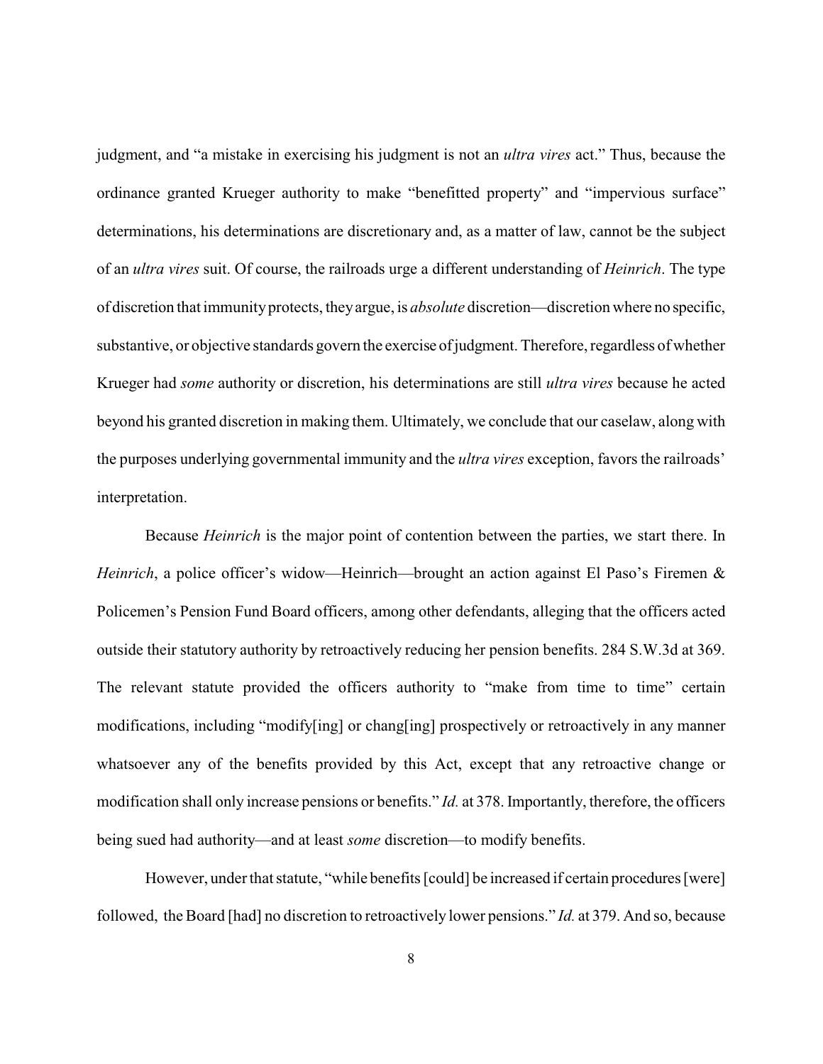judgment, and "a mistake in exercising his judgment is not an *ultra vires* act." Thus, because the ordinance granted Krueger authority to make "benefitted property" and "impervious surface" determinations, his determinations are discretionary and, as a matter of law, cannot be the subject of an *ultra vires* suit. Of course, the railroads urge a different understanding of *Heinrich*. The type of discretion that immunity protects, they argue, is *absolute* discretion—discretion where no specific, substantive, or objective standards govern the exercise of judgment. Therefore, regardless of whether Krueger had *some* authority or discretion, his determinations are still *ultra vires* because he acted beyond his granted discretion in making them. Ultimately, we conclude that our caselaw, along with the purposes underlying governmental immunity and the *ultra vires* exception, favors the railroads' interpretation.

Because *Heinrich* is the major point of contention between the parties, we start there. In *Heinrich*, a police officer's widow—Heinrich—brought an action against El Paso's Firemen & Policemen's Pension Fund Board officers, among other defendants, alleging that the officers acted outside their statutory authority by retroactively reducing her pension benefits. 284 S.W.3d at 369. The relevant statute provided the officers authority to "make from time to time" certain modifications, including "modify[ing] or chang[ing] prospectively or retroactively in any manner whatsoever any of the benefits provided by this Act, except that any retroactive change or modification shall only increase pensions or benefits." *Id.* at 378. Importantly, therefore, the officers being sued had authority—and at least *some* discretion—to modify benefits.

However, under that statute, "while benefits [could] be increased if certain procedures [were] followed, the Board [had] no discretion to retroactively lower pensions." *Id.* at 379. And so, because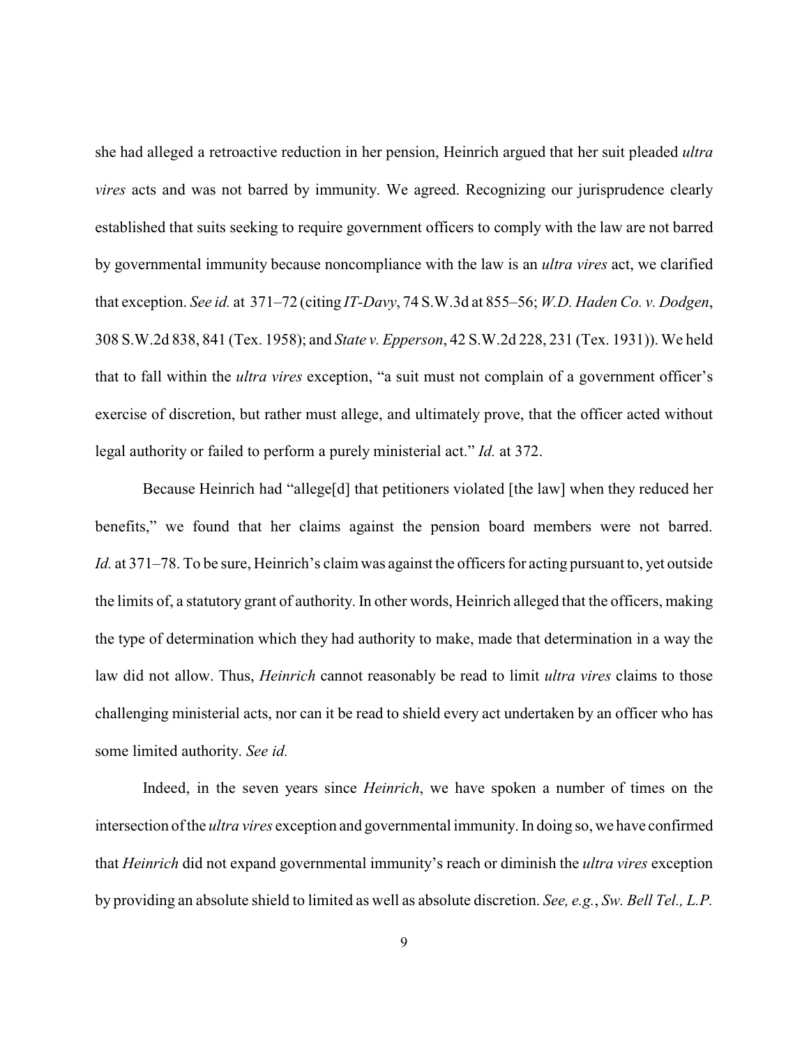she had alleged a retroactive reduction in her pension, Heinrich argued that her suit pleaded *ultra vires* acts and was not barred by immunity. We agreed. Recognizing our jurisprudence clearly established that suits seeking to require government officers to comply with the law are not barred by governmental immunity because noncompliance with the law is an *ultra vires* act, we clarified that exception. *See id.* at 371–72 (citing *IT-Davy*, 74 S.W.3d at 855–56; *W.D. Haden Co. v. Dodgen*, 308 S.W.2d 838, 841 (Tex. 1958); and *State v. Epperson*, 42 S.W.2d 228, 231 (Tex. 1931)). We held that to fall within the *ultra vires* exception, "a suit must not complain of a government officer's exercise of discretion, but rather must allege, and ultimately prove, that the officer acted without legal authority or failed to perform a purely ministerial act." *Id.* at 372.

Because Heinrich had "allege[d] that petitioners violated [the law] when they reduced her benefits," we found that her claims against the pension board members were not barred. *Id.* at 371–78. To be sure, Heinrich's claim was against the officers for acting pursuant to, yet outside the limits of, a statutory grant of authority. In other words, Heinrich alleged that the officers, making the type of determination which they had authority to make, made that determination in a way the law did not allow. Thus, *Heinrich* cannot reasonably be read to limit *ultra vires* claims to those challenging ministerial acts, nor can it be read to shield every act undertaken by an officer who has some limited authority. *See id.*

Indeed, in the seven years since *Heinrich*, we have spoken a number of times on the intersection of the *ultra vires* exception and governmental immunity. In doing so, we have confirmed that *Heinrich* did not expand governmental immunity's reach or diminish the *ultra vires* exception by providing an absolute shield to limited as well as absolute discretion. *See, e.g.*, *Sw. Bell Tel., L.P.*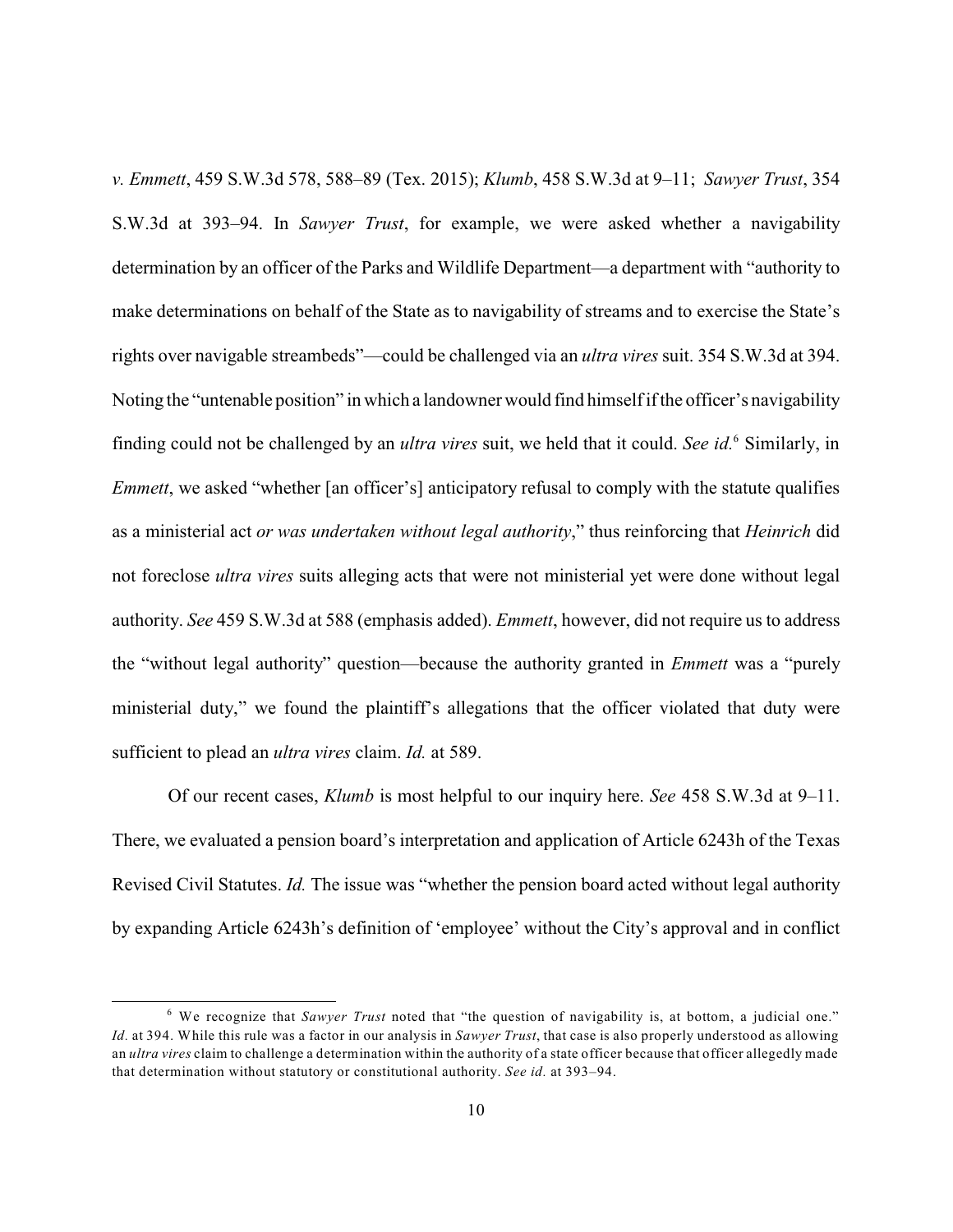*v. Emmett*, 459 S.W.3d 578, 588–89 (Tex. 2015); *Klumb*, 458 S.W.3d at 9–11; *Sawyer Trust*, 354 S.W.3d at 393–94. In *Sawyer Trust*, for example, we were asked whether a navigability determination by an officer of the Parks and Wildlife Department—a department with "authority to make determinations on behalf of the State as to navigability of streams and to exercise the State's rights over navigable streambeds"—could be challenged via an *ultra vires* suit. 354 S.W.3d at 394. Noting the "untenable position" in which a landowner would find himself if the officer's navigability finding could not be challenged by an *ultra vires* suit, we held that it could. *See id.*[6] Similarly, in *Emmett*, we asked "whether [an officer's] anticipatory refusal to comply with the statute qualifies as a ministerial act *or was undertaken without legal authority*," thus reinforcing that *Heinrich* did not foreclose *ultra vires* suits alleging acts that were not ministerial yet were done without legal authority. *See* 459 S.W.3d at 588 (emphasis added). *Emmett*, however, did not require us to address the "without legal authority" question—because the authority granted in *Emmett* was a "purely ministerial duty," we found the plaintiff's allegations that the officer violated that duty were sufficient to plead an *ultra vires* claim. *Id.* at 589.

Of our recent cases, *Klumb* is most helpful to our inquiry here. *See* 458 S.W.3d at 9–11. There, we evaluated a pension board's interpretation and application of Article 6243h of the Texas Revised Civil Statutes. *Id.* The issue was "whether the pension board acted without legal authority by expanding Article 6243h's definition of 'employee' without the City's approval and in conflict

[6] We recognize that *Sawyer Trust* noted that "the question of navigability is, at bottom, a judicial one." *Id.* at 394. While this rule was a factor in our analysis in *Sawyer Trust*, that case is also properly understood as allowing an *ultra vires* claim to challenge a determination within the authority of a state officer because that officer allegedly made that determination without statutory or constitutional authority. *See id.* at 393–94.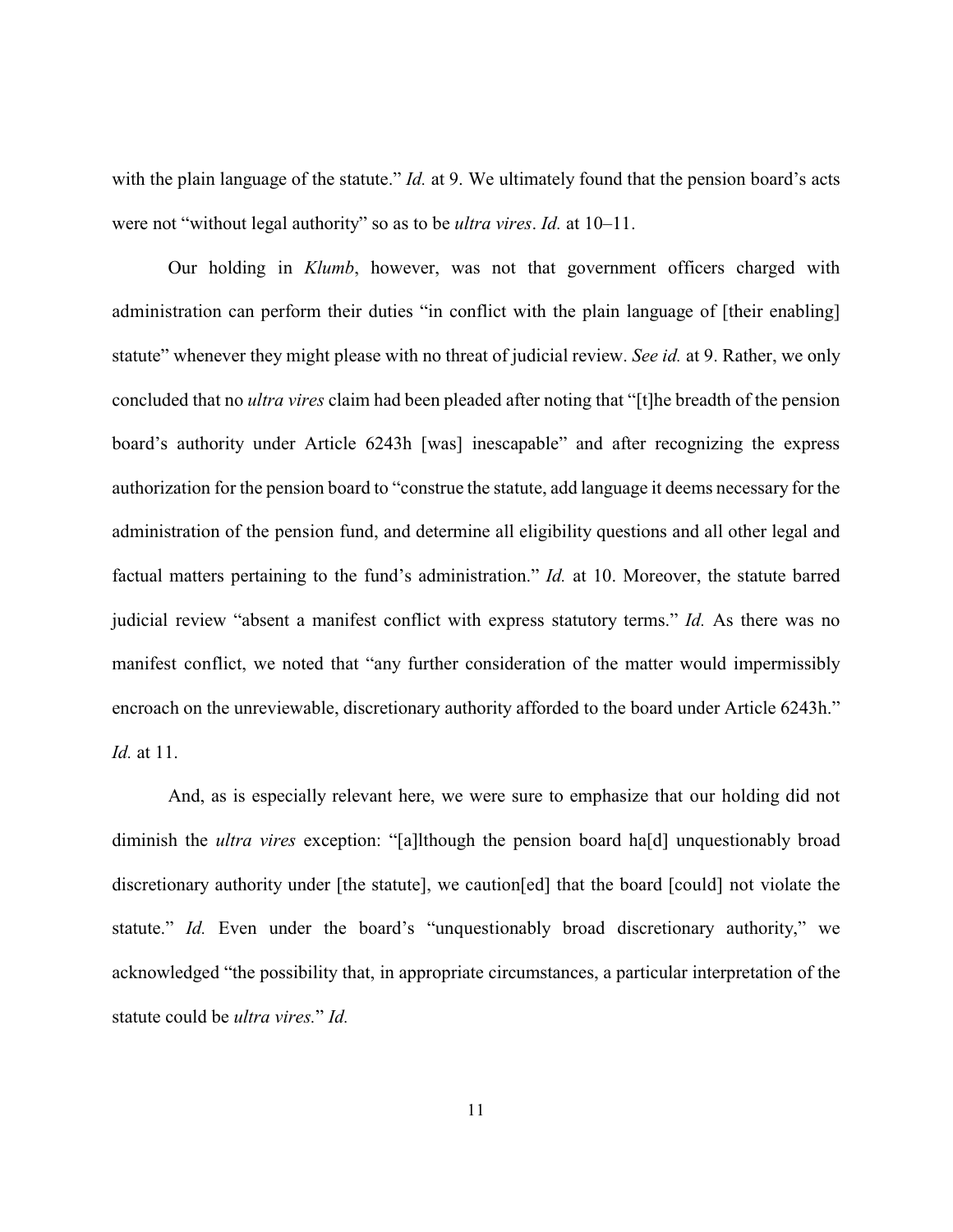with the plain language of the statute." *Id.* at 9. We ultimately found that the pension board's acts were not "without legal authority" so as to be *ultra vires*. *Id.* at 10–11.

Our holding in *Klumb*, however, was not that government officers charged with administration can perform their duties "in conflict with the plain language of [their enabling] statute" whenever they might please with no threat of judicial review. *See id.* at 9. Rather, we only concluded that no *ultra vires* claim had been pleaded after noting that "[t]he breadth of the pension board's authority under Article 6243h [was] inescapable" and after recognizing the express authorization for the pension board to "construe the statute, add language it deems necessary for the administration of the pension fund, and determine all eligibility questions and all other legal and factual matters pertaining to the fund's administration." *Id.* at 10. Moreover, the statute barred judicial review "absent a manifest conflict with express statutory terms." *Id.* As there was no manifest conflict, we noted that "any further consideration of the matter would impermissibly encroach on the unreviewable, discretionary authority afforded to the board under Article 6243h." *Id.* at 11.

And, as is especially relevant here, we were sure to emphasize that our holding did not diminish the *ultra vires* exception: "[a]lthough the pension board ha[d] unquestionably broad discretionary authority under [the statute], we caution[ed] that the board [could] not violate the statute." *Id.* Even under the board's "unquestionably broad discretionary authority," we acknowledged "the possibility that, in appropriate circumstances, a particular interpretation of the statute could be *ultra vires.*" *Id.*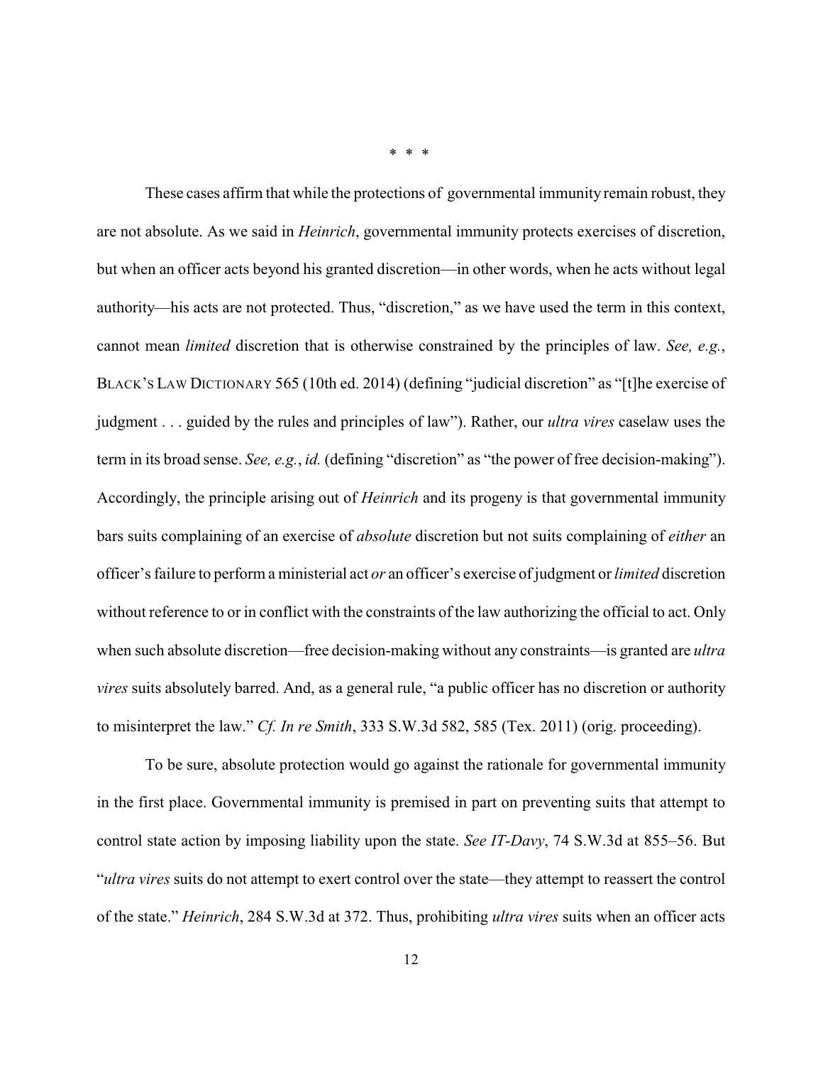\* \* \*

These cases affirm that while the protections of governmental immunity remain robust, they are not absolute. As we said in *Heinrich*, governmental immunity protects exercises of discretion, but when an officer acts beyond his granted discretion—in other words, when he acts without legal authority—his acts are not protected. Thus, "discretion," as we have used the term in this context, cannot mean *limited* discretion that is otherwise constrained by the principles of law. *See, e.g.*, BLACK'S LAW DICTIONARY 565 (10th ed. 2014) (defining "judicial discretion" as "[t]he exercise of judgment . . . guided by the rules and principles of law"). Rather, our *ultra vires* caselaw uses the term in its broad sense. *See, e.g.*, *id.* (defining "discretion" as "the power of free decision-making"). Accordingly, the principle arising out of *Heinrich* and its progeny is that governmental immunity bars suits complaining of an exercise of *absolute* discretion but not suits complaining of *either* an officer's failure to perform a ministerial act *or* an officer's exercise of judgment or *limited* discretion without reference to or in conflict with the constraints of the law authorizing the official to act. Only when such absolute discretion—free decision-making without any constraints—is granted are *ultra vires* suits absolutely barred. And, as a general rule, "a public officer has no discretion or authority to misinterpret the law." *Cf. In re Smith*, 333 S.W.3d 582, 585 (Tex. 2011) (orig. proceeding).

To be sure, absolute protection would go against the rationale for governmental immunity in the first place. Governmental immunity is premised in part on preventing suits that attempt to control state action by imposing liability upon the state. *See IT-Davy*, 74 S.W.3d at 855–56. But "*ultra vires* suits do not attempt to exert control over the state—they attempt to reassert the control of the state." *Heinrich*, 284 S.W.3d at 372. Thus, prohibiting *ultra vires* suits when an officer acts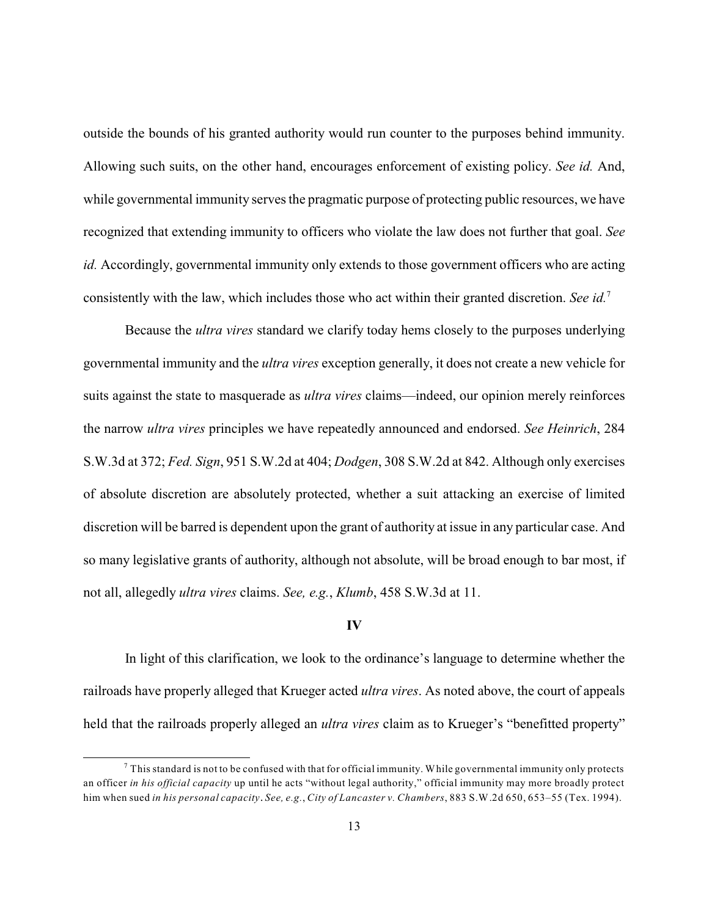outside the bounds of his granted authority would run counter to the purposes behind immunity. Allowing such suits, on the other hand, encourages enforcement of existing policy. *See id.* And, while governmental immunity serves the pragmatic purpose of protecting public resources, we have recognized that extending immunity to officers who violate the law does not further that goal. *See id.* Accordingly, governmental immunity only extends to those government officers who are acting consistently with the law, which includes those who act within their granted discretion. *See id.*[7]

Because the *ultra vires* standard we clarify today hems closely to the purposes underlying governmental immunity and the *ultra vires* exception generally, it does not create a new vehicle for suits against the state to masquerade as *ultra vires* claims—indeed, our opinion merely reinforces the narrow *ultra vires* principles we have repeatedly announced and endorsed. *See Heinrich*, 284 S.W.3d at 372; *Fed. Sign*, 951 S.W.2d at 404; *Dodgen*, 308 S.W.2d at 842. Although only exercises of absolute discretion are absolutely protected, whether a suit attacking an exercise of limited discretion will be barred is dependent upon the grant of authority at issue in any particular case. And so many legislative grants of authority, although not absolute, will be broad enough to bar most, if not all, allegedly *ultra vires* claims. *See, e.g.*, *Klumb*, 458 S.W.3d at 11.

## IV

In light of this clarification, we look to the ordinance's language to determine whether the railroads have properly alleged that Krueger acted *ultra vires*. As noted above, the court of appeals held that the railroads properly alleged an *ultra vires* claim as to Krueger's "benefitted property"

[7] This standard is not to be confused with that for official immunity. While governmental immunity only protects an officer *in his official capacity* up until he acts "without legal authority," official immunity may more broadly protect him when sued *in his personal capacity*. *See, e.g.*, *City of Lancaster v. Chambers*, 883 S.W.2d 650, 653–55 (Tex. 1994).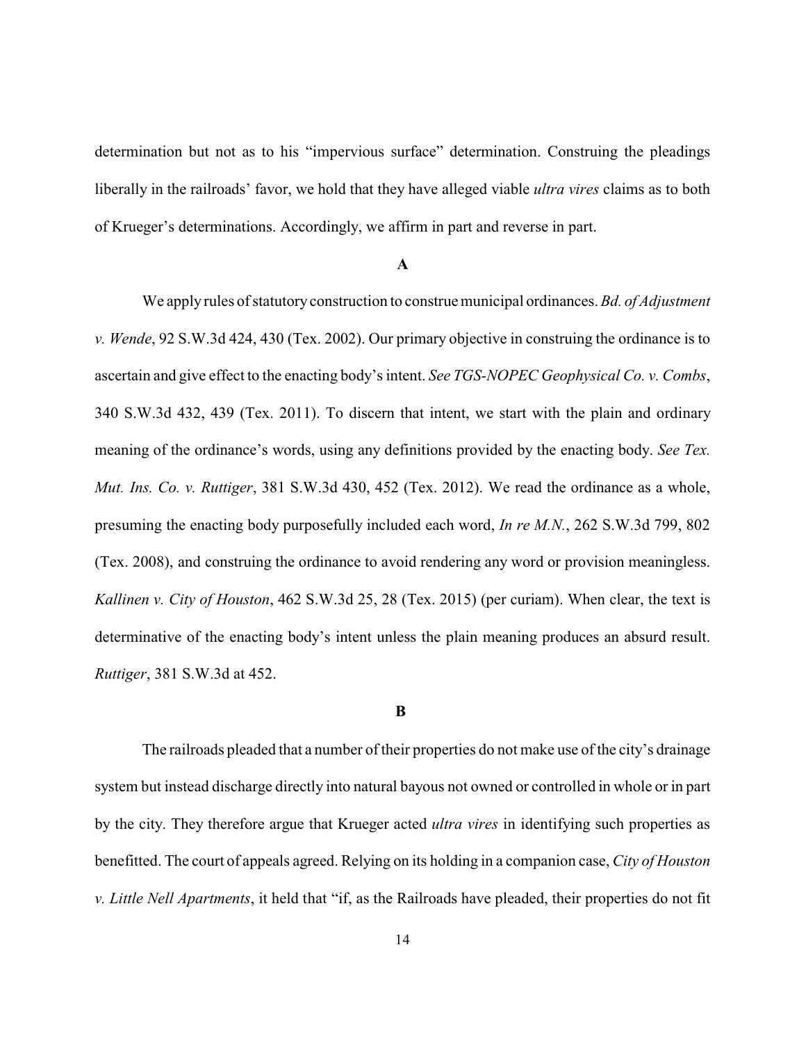determination but not as to his "impervious surface" determination. Construing the pleadings liberally in the railroads' favor, we hold that they have alleged viable *ultra vires* claims as to both of Krueger's determinations. Accordingly, we affirm in part and reverse in part.

**A**

We apply rules of statutory construction to construe municipal ordinances. *Bd. of Adjustment v. Wende*, 92 S.W.3d 424, 430 (Tex. 2002). Our primary objective in construing the ordinance is to ascertain and give effect to the enacting body's intent. *See TGS-NOPEC Geophysical Co. v. Combs*, 340 S.W.3d 432, 439 (Tex. 2011). To discern that intent, we start with the plain and ordinary meaning of the ordinance's words, using any definitions provided by the enacting body. *See Tex. Mut. Ins. Co. v. Ruttiger*, 381 S.W.3d 430, 452 (Tex. 2012). We read the ordinance as a whole, presuming the enacting body purposefully included each word, *In re M.N.*, 262 S.W.3d 799, 802 (Tex. 2008), and construing the ordinance to avoid rendering any word or provision meaningless. *Kallinen v. City of Houston*, 462 S.W.3d 25, 28 (Tex. 2015) (per curiam). When clear, the text is determinative of the enacting body's intent unless the plain meaning produces an absurd result. *Ruttiger*, 381 S.W.3d at 452.

**B**

The railroads pleaded that a number of their properties do not make use of the city's drainage system but instead discharge directly into natural bayous not owned or controlled in whole or in part by the city. They therefore argue that Krueger acted *ultra vires* in identifying such properties as benefitted. The court of appeals agreed. Relying on its holding in a companion case, *City of Houston v. Little Nell Apartments*, it held that "if, as the Railroads have pleaded, their properties do not fit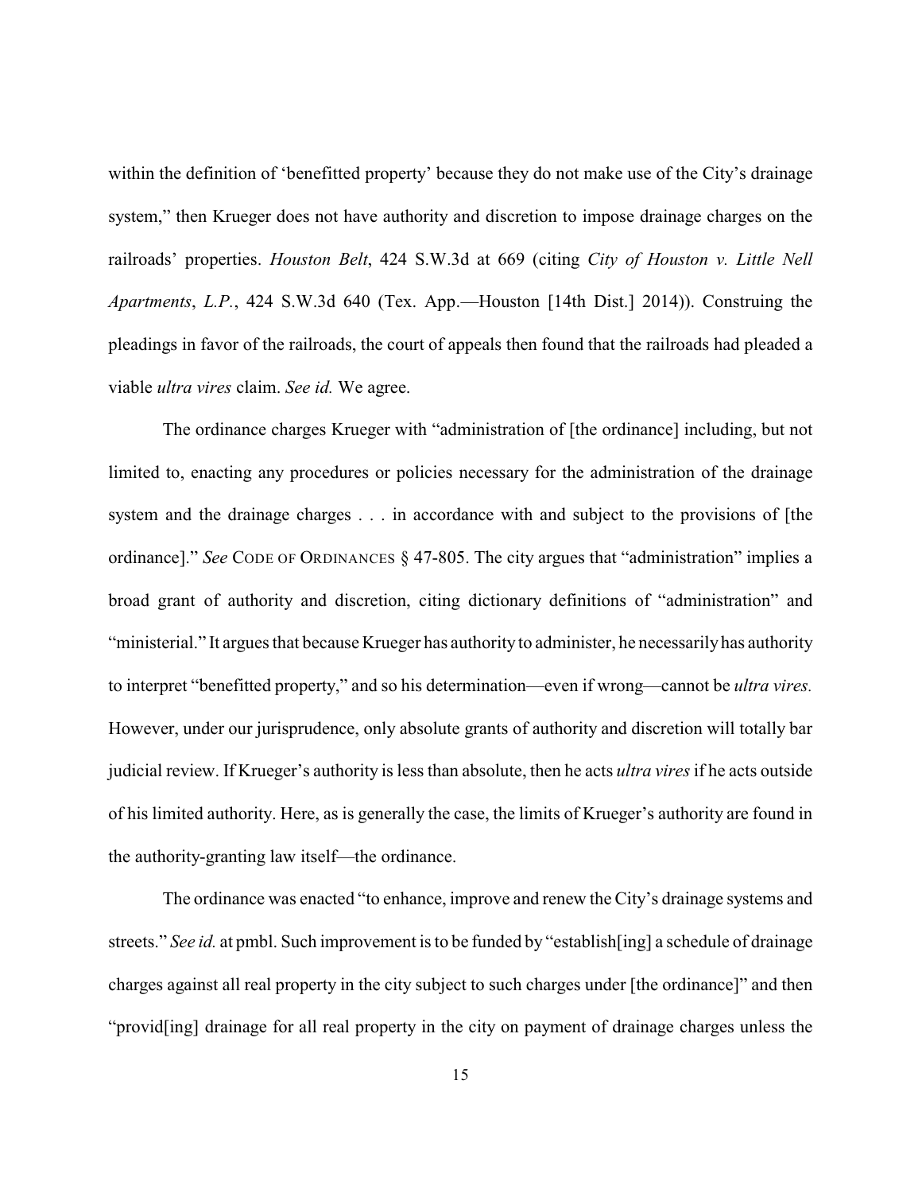within the definition of 'benefitted property' because they do not make use of the City's drainage system," then Krueger does not have authority and discretion to impose drainage charges on the railroads' properties. *Houston Belt*, 424 S.W.3d at 669 (citing *City of Houston v. Little Nell Apartments*, *L.P.*, 424 S.W.3d 640 (Tex. App.—Houston [14th Dist.] 2014)). Construing the pleadings in favor of the railroads, the court of appeals then found that the railroads had pleaded a viable *ultra vires* claim. *See id.* We agree.

The ordinance charges Krueger with "administration of [the ordinance] including, but not limited to, enacting any procedures or policies necessary for the administration of the drainage system and the drainage charges . . . in accordance with and subject to the provisions of [the ordinance]." *See* CODE OF ORDINANCES § 47-805. The city argues that "administration" implies a broad grant of authority and discretion, citing dictionary definitions of "administration" and "ministerial." It argues that because Krueger has authority to administer, he necessarily has authority to interpret "benefitted property," and so his determination—even if wrong—cannot be *ultra vires.* However, under our jurisprudence, only absolute grants of authority and discretion will totally bar judicial review. If Krueger's authority is less than absolute, then he acts *ultra vires* if he acts outside of his limited authority. Here, as is generally the case, the limits of Krueger's authority are found in the authority-granting law itself—the ordinance.

The ordinance was enacted "to enhance, improve and renew the City's drainage systems and streets." *See id.* at pmbl. Such improvement is to be funded by "establish[ing] a schedule of drainage charges against all real property in the city subject to such charges under [the ordinance]" and then "provid[ing] drainage for all real property in the city on payment of drainage charges unless the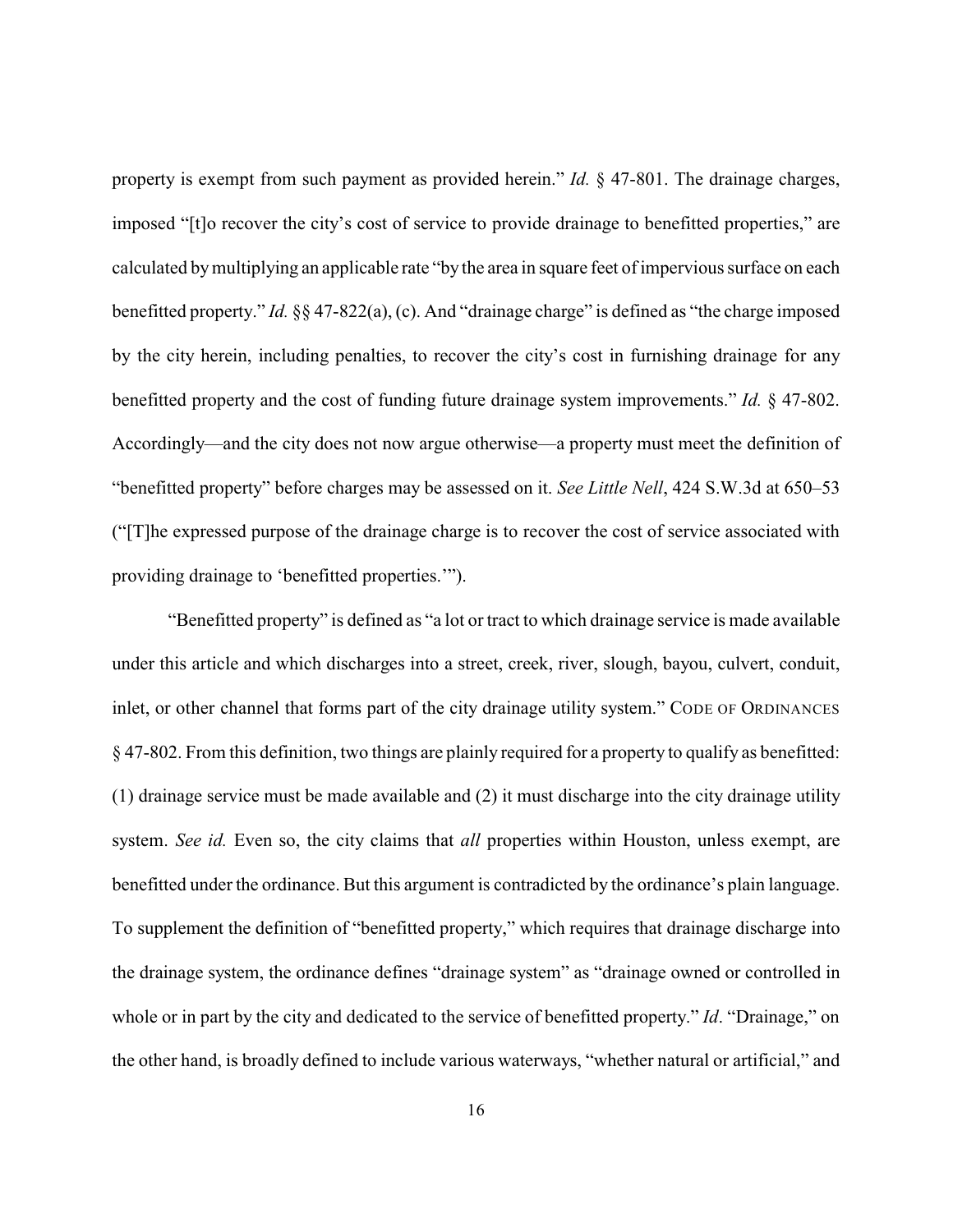property is exempt from such payment as provided herein." *Id.* § 47-801. The drainage charges, imposed "[t]o recover the city's cost of service to provide drainage to benefitted properties," are calculated by multiplying an applicable rate "by the area in square feet of impervious surface on each benefitted property." *Id.* §§ 47-822(a), (c). And "drainage charge" is defined as "the charge imposed by the city herein, including penalties, to recover the city's cost in furnishing drainage for any benefitted property and the cost of funding future drainage system improvements." *Id.* § 47-802. Accordingly—and the city does not now argue otherwise—a property must meet the definition of "benefitted property" before charges may be assessed on it. *See Little Nell*, 424 S.W.3d at 650–53 ("[T]he expressed purpose of the drainage charge is to recover the cost of service associated with providing drainage to 'benefitted properties.'").

"Benefitted property" is defined as "a lot or tract to which drainage service is made available under this article and which discharges into a street, creek, river, slough, bayou, culvert, conduit, inlet, or other channel that forms part of the city drainage utility system." CODE OF ORDINANCES § 47-802. From this definition, two things are plainly required for a property to qualify as benefitted: (1) drainage service must be made available and (2) it must discharge into the city drainage utility system. *See id.* Even so, the city claims that *all* properties within Houston, unless exempt, are benefitted under the ordinance. But this argument is contradicted by the ordinance's plain language. To supplement the definition of "benefitted property," which requires that drainage discharge into the drainage system, the ordinance defines "drainage system" as "drainage owned or controlled in whole or in part by the city and dedicated to the service of benefitted property." *Id*. "Drainage," on the other hand, is broadly defined to include various waterways, "whether natural or artificial," and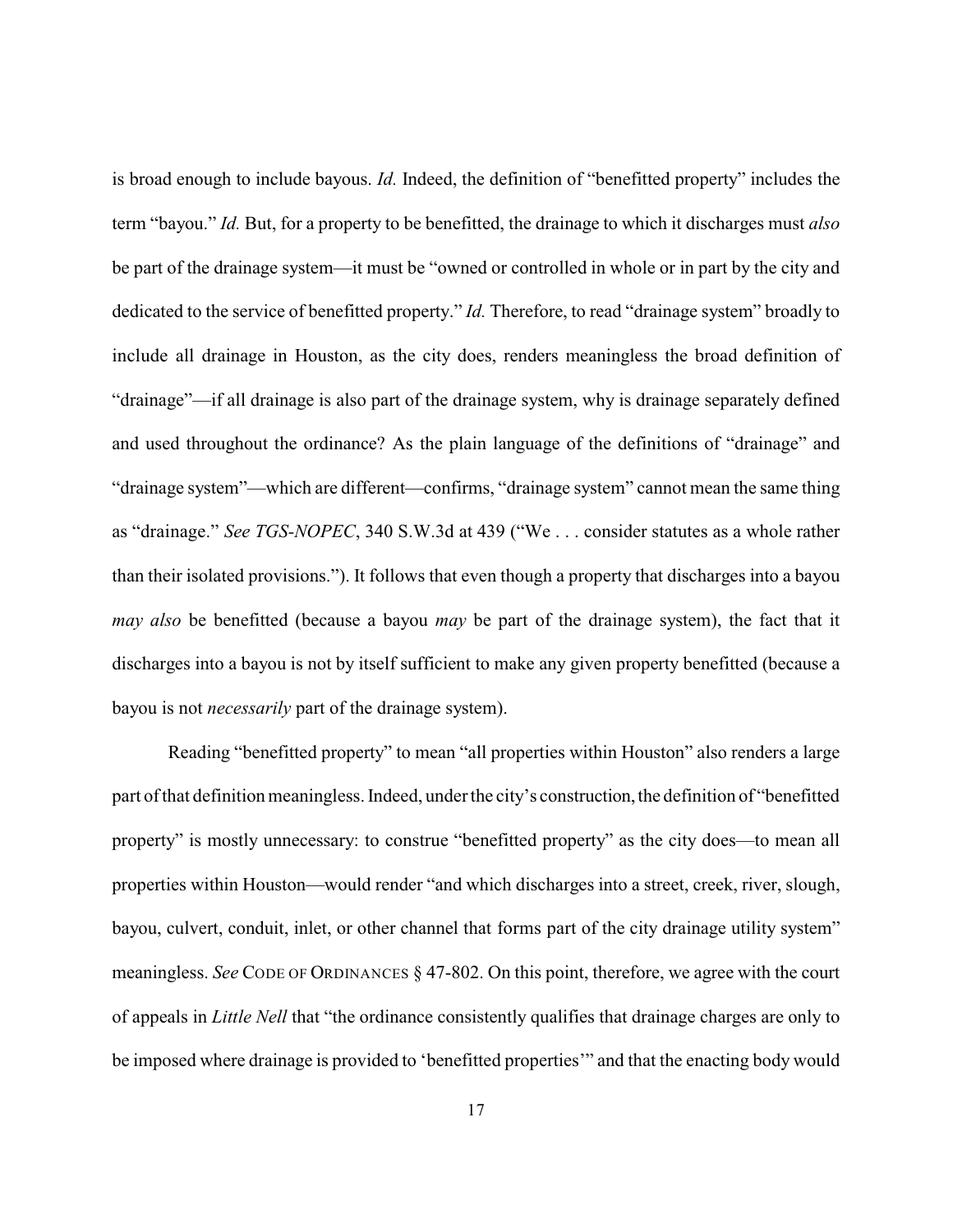is broad enough to include bayous. *Id.* Indeed, the definition of "benefitted property" includes the term "bayou." *Id.* But, for a property to be benefitted, the drainage to which it discharges must *also* be part of the drainage system—it must be "owned or controlled in whole or in part by the city and dedicated to the service of benefitted property." *Id.* Therefore, to read "drainage system" broadly to include all drainage in Houston, as the city does, renders meaningless the broad definition of "drainage"—if all drainage is also part of the drainage system, why is drainage separately defined and used throughout the ordinance? As the plain language of the definitions of "drainage" and "drainage system"—which are different—confirms, "drainage system" cannot mean the same thing as "drainage." *See TGS-NOPEC*, 340 S.W.3d at 439 ("We . . . consider statutes as a whole rather than their isolated provisions."). It follows that even though a property that discharges into a bayou *may also* be benefitted (because a bayou *may* be part of the drainage system), the fact that it discharges into a bayou is not by itself sufficient to make any given property benefitted (because a bayou is not *necessarily* part of the drainage system).

Reading "benefitted property" to mean "all properties within Houston" also renders a large part of that definition meaningless. Indeed, under the city's construction, the definition of "benefitted property" is mostly unnecessary: to construe "benefitted property" as the city does—to mean all properties within Houston—would render "and which discharges into a street, creek, river, slough, bayou, culvert, conduit, inlet, or other channel that forms part of the city drainage utility system" meaningless. *See* CODE OF ORDINANCES § 47-802. On this point, therefore, we agree with the court of appeals in *Little Nell* that "the ordinance consistently qualifies that drainage charges are only to be imposed where drainage is provided to 'benefitted properties'" and that the enacting body would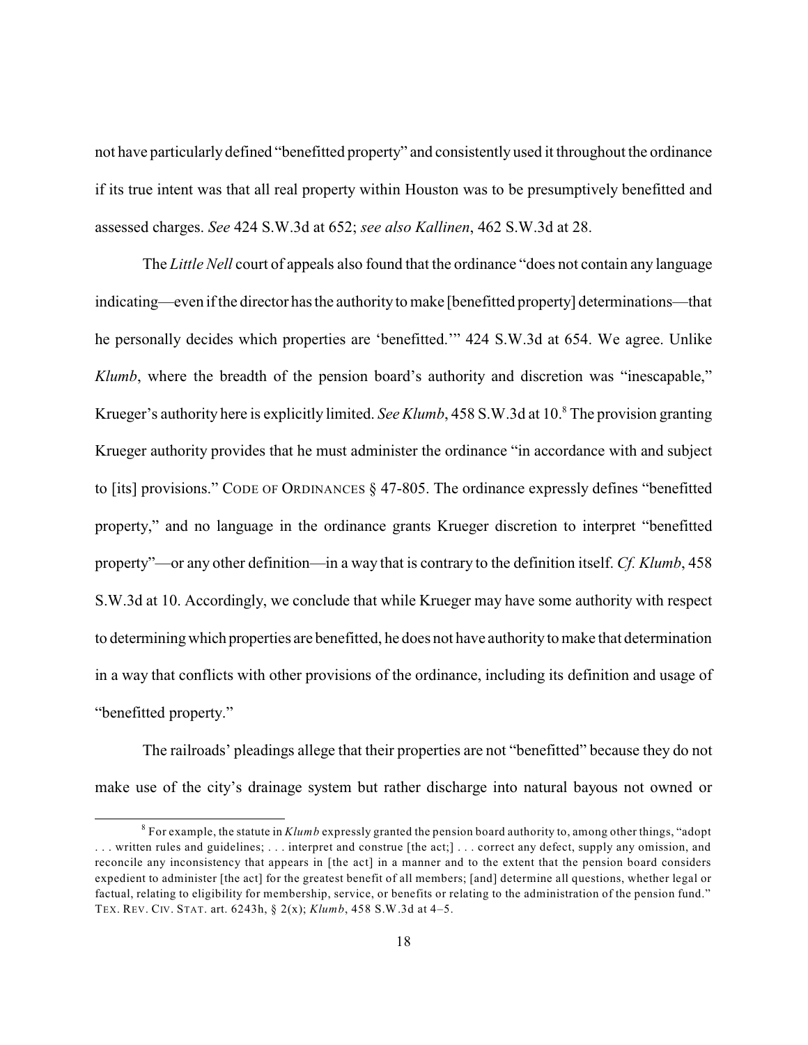not have particularly defined "benefitted property" and consistently used it throughout the ordinance if its true intent was that all real property within Houston was to be presumptively benefitted and assessed charges. *See* 424 S.W.3d at 652; *see also Kallinen*, 462 S.W.3d at 28.

The *Little Nell* court of appeals also found that the ordinance "does not contain any language indicating—even if the director has the authority to make [benefitted property] determinations—that he personally decides which properties are 'benefitted.'" 424 S.W.3d at 654. We agree. Unlike *Klumb*, where the breadth of the pension board's authority and discretion was "inescapable," Krueger's authority here is explicitly limited. *See Klumb*, 458 S.W.3d at 10.[8] The provision granting Krueger authority provides that he must administer the ordinance "in accordance with and subject to [its] provisions." CODE OF ORDINANCES § 47-805. The ordinance expressly defines "benefitted property," and no language in the ordinance grants Krueger discretion to interpret "benefitted property"—or any other definition—in a way that is contrary to the definition itself. *Cf. Klumb*, 458 S.W.3d at 10. Accordingly, we conclude that while Krueger may have some authority with respect to determining which properties are benefitted, he does not have authority to make that determination in a way that conflicts with other provisions of the ordinance, including its definition and usage of "benefitted property."

The railroads' pleadings allege that their properties are not "benefitted" because they do not make use of the city's drainage system but rather discharge into natural bayous not owned or

---

[8] For example, the statute in *Klumb* expressly granted the pension board authority to, among other things, "adopt . . . written rules and guidelines; . . . interpret and construe [the act;] . . . correct any defect, supply any omission, and reconcile any inconsistency that appears in [the act] in a manner and to the extent that the pension board considers expedient to administer [the act] for the greatest benefit of all members; [and] determine all questions, whether legal or factual, relating to eligibility for membership, service, or benefits or relating to the administration of the pension fund." TEX. REV. CIV. STAT. art. 6243h, § 2(x); *Klumb*, 458 S.W.3d at 4–5.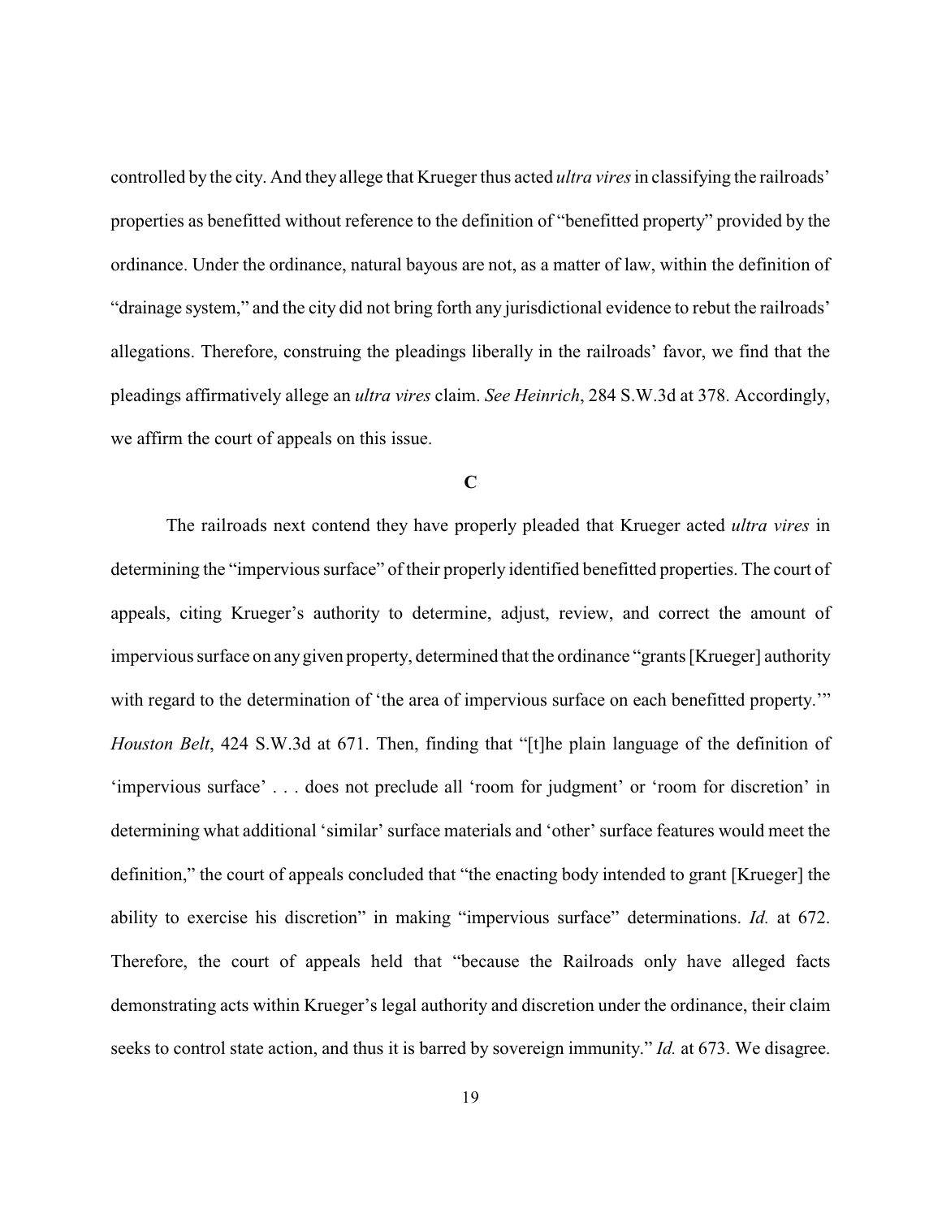controlled by the city. And they allege that Krueger thus acted *ultra vires* in classifying the railroads' properties as benefitted without reference to the definition of "benefitted property" provided by the ordinance. Under the ordinance, natural bayous are not, as a matter of law, within the definition of "drainage system," and the city did not bring forth any jurisdictional evidence to rebut the railroads' allegations. Therefore, construing the pleadings liberally in the railroads' favor, we find that the pleadings affirmatively allege an *ultra vires* claim. *See Heinrich*, 284 S.W.3d at 378. Accordingly, we affirm the court of appeals on this issue.

### C

The railroads next contend they have properly pleaded that Krueger acted *ultra vires* in determining the "impervious surface" of their properly identified benefitted properties. The court of appeals, citing Krueger's authority to determine, adjust, review, and correct the amount of impervious surface on any given property, determined that the ordinance "grants [Krueger] authority with regard to the determination of 'the area of impervious surface on each benefitted property.'" *Houston Belt*, 424 S.W.3d at 671. Then, finding that "[t]he plain language of the definition of 'impervious surface' . . . does not preclude all 'room for judgment' or 'room for discretion' in determining what additional 'similar' surface materials and 'other' surface features would meet the definition," the court of appeals concluded that "the enacting body intended to grant [Krueger] the ability to exercise his discretion" in making "impervious surface" determinations. *Id.* at 672. Therefore, the court of appeals held that "because the Railroads only have alleged facts demonstrating acts within Krueger's legal authority and discretion under the ordinance, their claim seeks to control state action, and thus it is barred by sovereign immunity." *Id.* at 673. We disagree.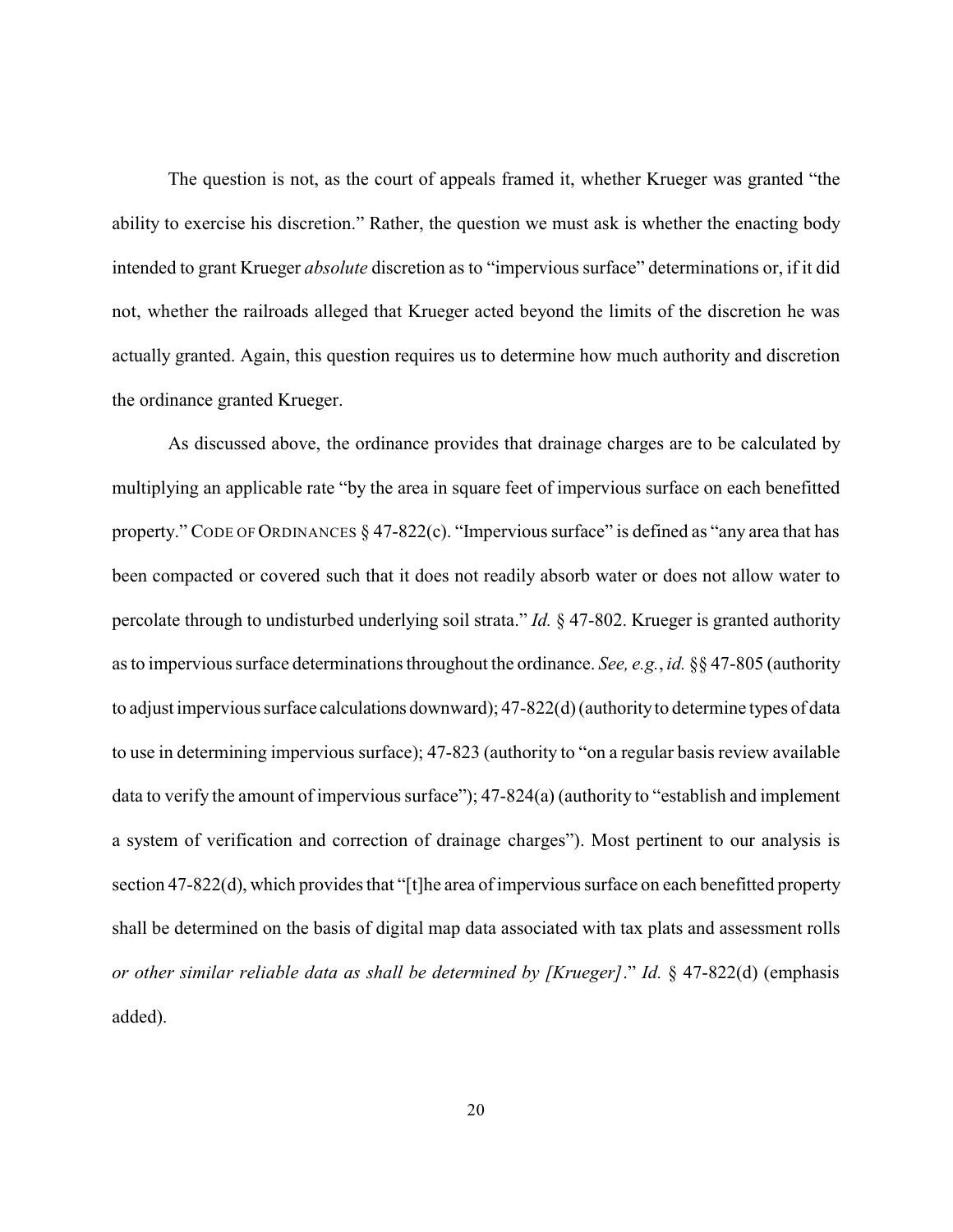The question is not, as the court of appeals framed it, whether Krueger was granted "the ability to exercise his discretion." Rather, the question we must ask is whether the enacting body intended to grant Krueger *absolute* discretion as to "impervious surface" determinations or, if it did not, whether the railroads alleged that Krueger acted beyond the limits of the discretion he was actually granted. Again, this question requires us to determine how much authority and discretion the ordinance granted Krueger.

As discussed above, the ordinance provides that drainage charges are to be calculated by multiplying an applicable rate "by the area in square feet of impervious surface on each benefitted property." CODE OF ORDINANCES § 47-822(c). "Impervious surface" is defined as "any area that has been compacted or covered such that it does not readily absorb water or does not allow water to percolate through to undisturbed underlying soil strata." *Id.* § 47-802. Krueger is granted authority as to impervious surface determinations throughout the ordinance. *See, e.g.*, *id.* §§ 47-805 (authority to adjust impervious surface calculations downward); 47-822(d) (authority to determine types of data to use in determining impervious surface); 47-823 (authority to "on a regular basis review available data to verify the amount of impervious surface"); 47-824(a) (authority to "establish and implement a system of verification and correction of drainage charges"). Most pertinent to our analysis is section 47-822(d), which provides that "[t]he area of impervious surface on each benefitted property shall be determined on the basis of digital map data associated with tax plats and assessment rolls *or other similar reliable data as shall be determined by [Krueger]*." *Id.* § 47-822(d) (emphasis added).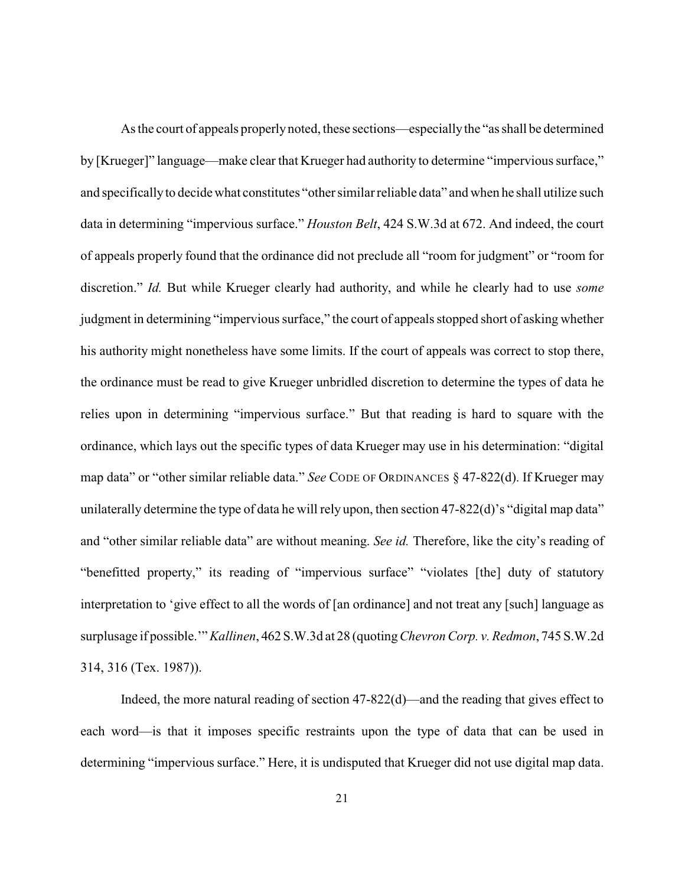As the court of appeals properly noted, these sections—especially the "as shall be determined by [Krueger]" language—make clear that Krueger had authority to determine "impervious surface," and specifically to decide what constitutes "other similar reliable data" and when he shall utilize such data in determining "impervious surface." *Houston Belt*, 424 S.W.3d at 672. And indeed, the court of appeals properly found that the ordinance did not preclude all "room for judgment" or "room for discretion." *Id.* But while Krueger clearly had authority, and while he clearly had to use *some* judgment in determining "impervious surface," the court of appeals stopped short of asking whether his authority might nonetheless have some limits. If the court of appeals was correct to stop there, the ordinance must be read to give Krueger unbridled discretion to determine the types of data he relies upon in determining "impervious surface." But that reading is hard to square with the ordinance, which lays out the specific types of data Krueger may use in his determination: "digital map data" or "other similar reliable data." *See* CODE OF ORDINANCES § 47-822(d). If Krueger may unilaterally determine the type of data he will rely upon, then section 47-822(d)'s "digital map data" and "other similar reliable data" are without meaning. *See id.* Therefore, like the city's reading of "benefitted property," its reading of "impervious surface" "violates [the] duty of statutory interpretation to 'give effect to all the words of [an ordinance] and not treat any [such] language as surplusage if possible.'" *Kallinen*, 462 S.W.3d at 28 (quoting *Chevron Corp. v. Redmon*, 745 S.W.2d 314, 316 (Tex. 1987)).

Indeed, the more natural reading of section 47-822(d)—and the reading that gives effect to each word—is that it imposes specific restraints upon the type of data that can be used in determining "impervious surface." Here, it is undisputed that Krueger did not use digital map data.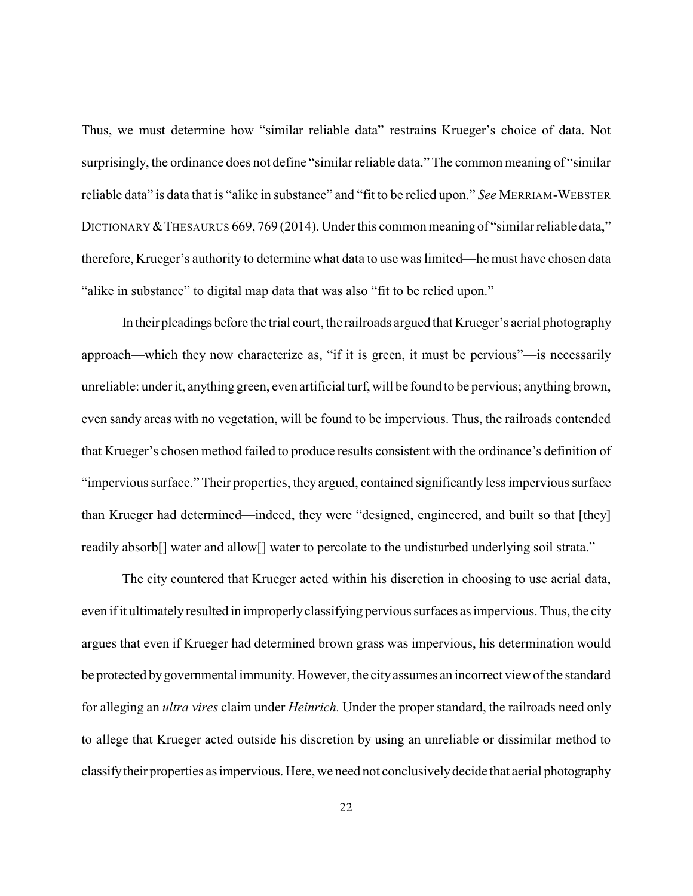Thus, we must determine how "similar reliable data" restrains Krueger's choice of data. Not surprisingly, the ordinance does not define "similar reliable data." The common meaning of "similar reliable data" is data that is "alike in substance" and "fit to be relied upon." *See* MERRIAM-WEBSTER DICTIONARY & THESAURUS 669, 769 (2014). Under this common meaning of "similar reliable data," therefore, Krueger's authority to determine what data to use was limited—he must have chosen data "alike in substance" to digital map data that was also "fit to be relied upon."

In their pleadings before the trial court, the railroads argued that Krueger's aerial photography approach—which they now characterize as, "if it is green, it must be pervious"—is necessarily unreliable: under it, anything green, even artificial turf, will be found to be pervious; anything brown, even sandy areas with no vegetation, will be found to be impervious. Thus, the railroads contended that Krueger's chosen method failed to produce results consistent with the ordinance's definition of "impervious surface." Their properties, they argued, contained significantly less impervious surface than Krueger had determined—indeed, they were "designed, engineered, and built so that [they] readily absorb[] water and allow[] water to percolate to the undisturbed underlying soil strata."

The city countered that Krueger acted within his discretion in choosing to use aerial data, even if it ultimately resulted in improperly classifying pervious surfaces as impervious. Thus, the city argues that even if Krueger had determined brown grass was impervious, his determination would be protected by governmental immunity. However, the city assumes an incorrect view of the standard for alleging an *ultra vires* claim under *Heinrich.* Under the proper standard, the railroads need only to allege that Krueger acted outside his discretion by using an unreliable or dissimilar method to classify their properties as impervious. Here, we need not conclusively decide that aerial photography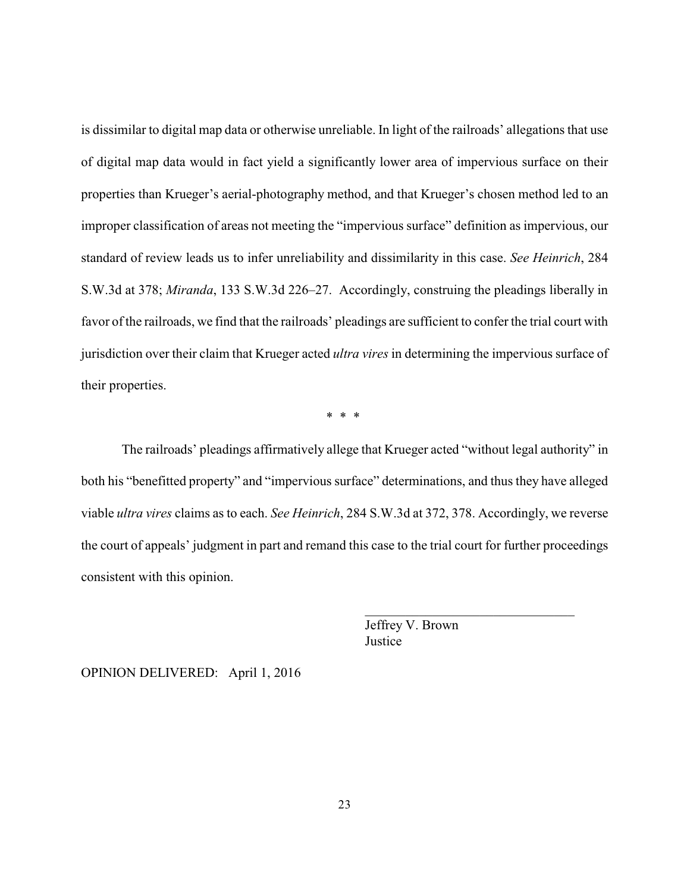is dissimilar to digital map data or otherwise unreliable. In light of the railroads' allegations that use of digital map data would in fact yield a significantly lower area of impervious surface on their properties than Krueger's aerial-photography method, and that Krueger's chosen method led to an improper classification of areas not meeting the "impervious surface" definition as impervious, our standard of review leads us to infer unreliability and dissimilarity in this case. *See Heinrich*, 284 S.W.3d at 378; *Miranda*, 133 S.W.3d 226–27. Accordingly, construing the pleadings liberally in favor of the railroads, we find that the railroads' pleadings are sufficient to confer the trial court with jurisdiction over their claim that Krueger acted *ultra vires* in determining the impervious surface of their properties.

\* \* \*

The railroads' pleadings affirmatively allege that Krueger acted "without legal authority" in both his "benefitted property" and "impervious surface" determinations, and thus they have alleged viable *ultra vires* claims as to each. *See Heinrich*, 284 S.W.3d at 372, 378. Accordingly, we reverse the court of appeals' judgment in part and remand this case to the trial court for further proceedings consistent with this opinion.

Jeffrey V. Brown
Justice

OPINION DELIVERED: April 1, 2016